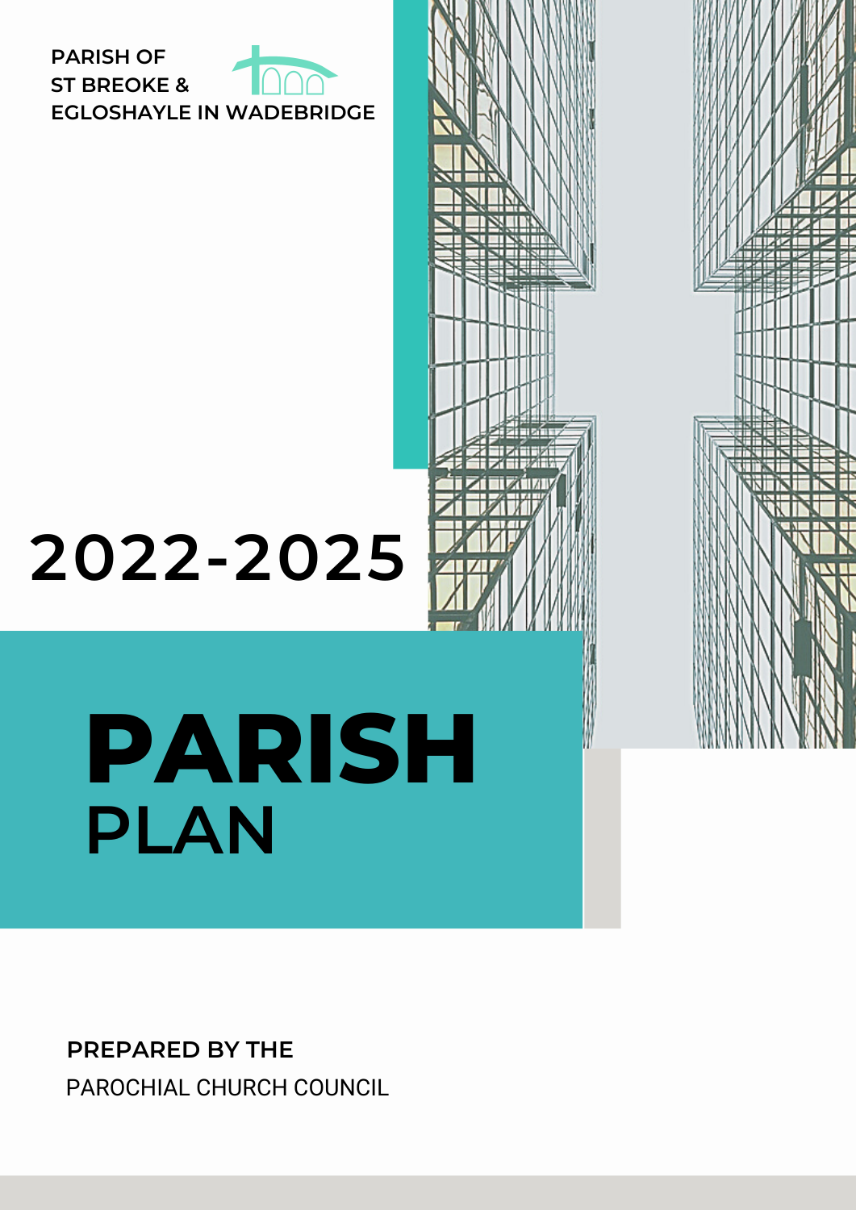PARISH OF
ST BREOKE &
EGLOSHAYLE IN WADEBRIDGE

# 2022-2025

# PARISH
## PLAN

**PREPARED BY THE**
PAROCHIAL CHURCH COUNCIL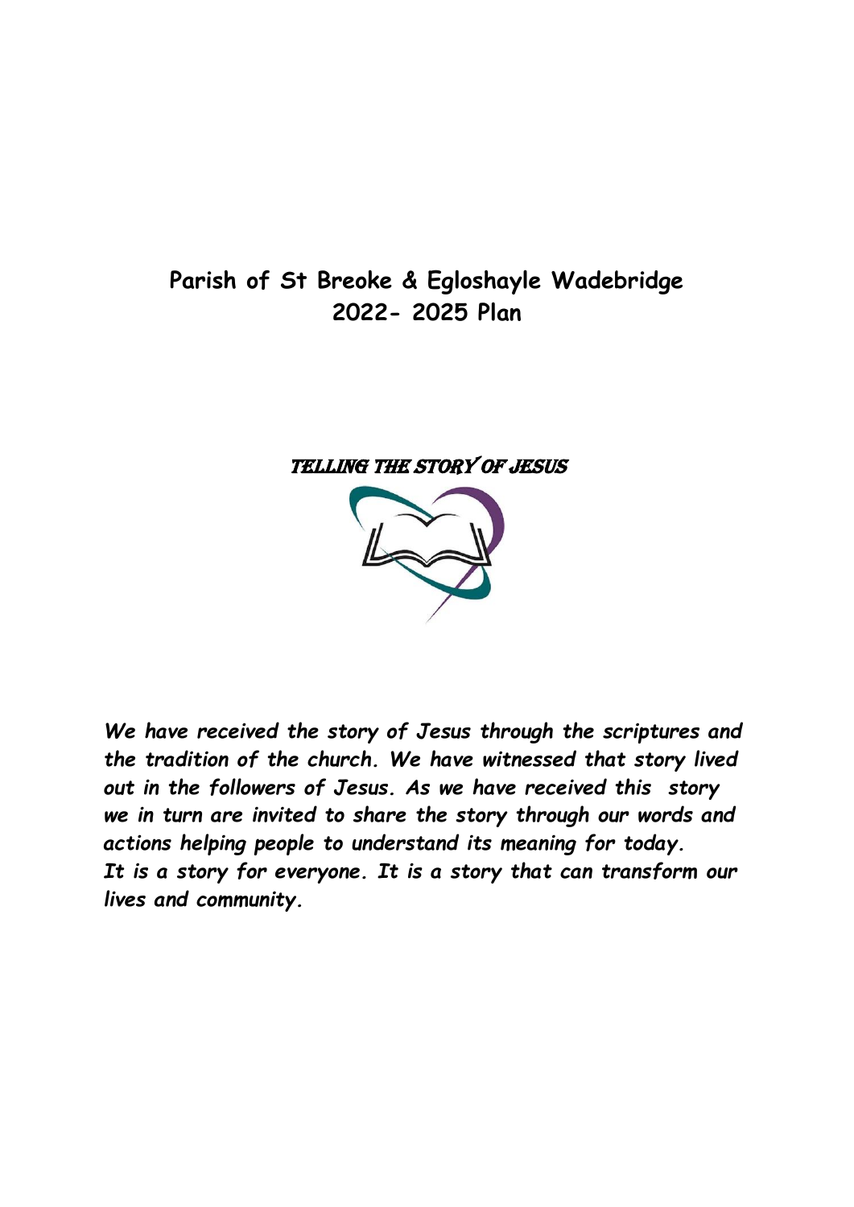# Parish of St Breoke & Egloshayle Wadebridge
# 2022- 2025 Plan

**TELLING THE STORY OF JESUS**

***We have received the story of Jesus through the scriptures and the tradition of the church. We have witnessed that story lived out in the followers of Jesus. As we have received this story we in turn are invited to share the story through our words and actions helping people to understand its meaning for today. It is a story for everyone. It is a story that can transform our lives and community.***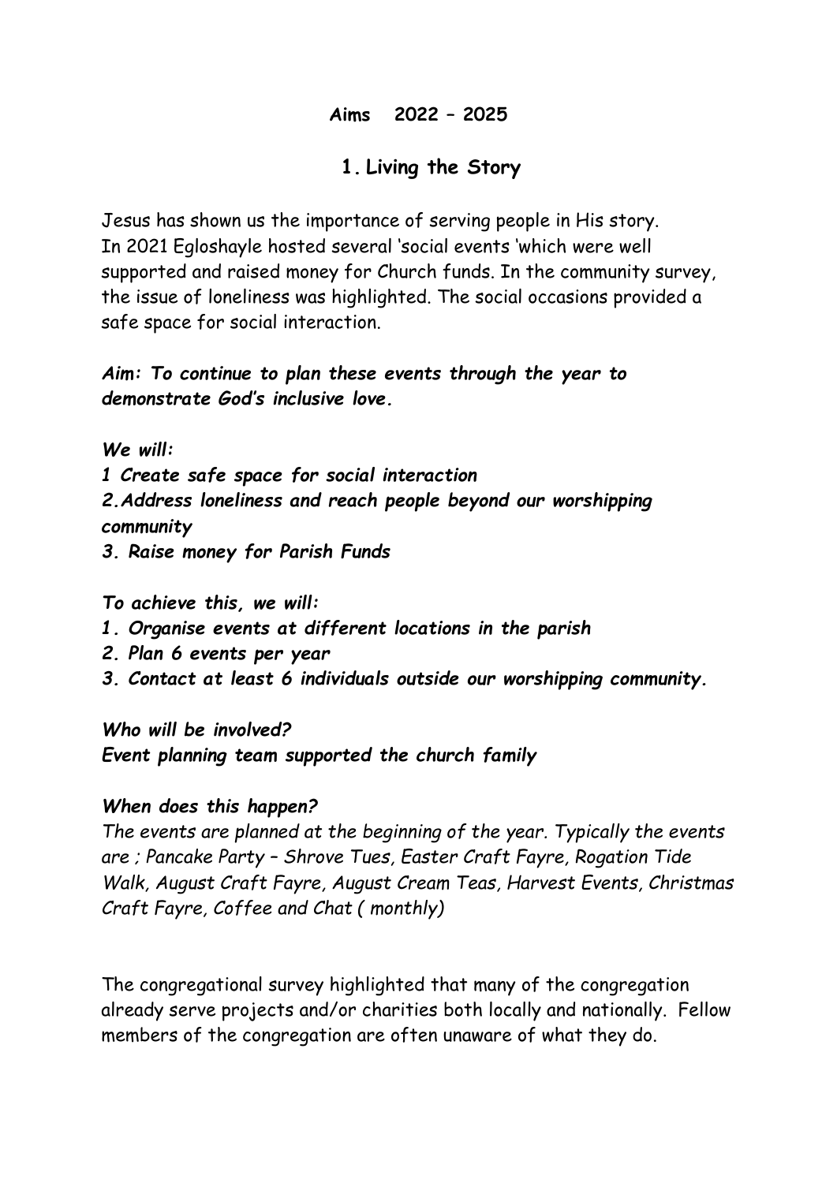**Aims 2022 – 2025**

## 1. Living the Story

Jesus has shown us the importance of serving people in His story. In 2021 Egloshayle hosted several 'social events 'which were well supported and raised money for Church funds. In the community survey, the issue of loneliness was highlighted. The social occasions provided a safe space for social interaction.

***Aim: To continue to plan these events through the year to demonstrate God's inclusive love.***

***We will:***

***1 Create safe space for social interaction***

***2.Address loneliness and reach people beyond our worshipping community***

***3. Raise money for Parish Funds***

***To achieve this, we will:***

***1. Organise events at different locations in the parish***

***2. Plan 6 events per year***

***3. Contact at least 6 individuals outside our worshipping community.***

***Who will be involved?***

***Event planning team supported the church family***

***When does this happen?***

*The events are planned at the beginning of the year. Typically the events are ; Pancake Party – Shrove Tues, Easter Craft Fayre, Rogation Tide Walk, August Craft Fayre, August Cream Teas, Harvest Events, Christmas Craft Fayre, Coffee and Chat ( monthly)*

The congregational survey highlighted that many of the congregation already serve projects and/or charities both locally and nationally. Fellow members of the congregation are often unaware of what they do.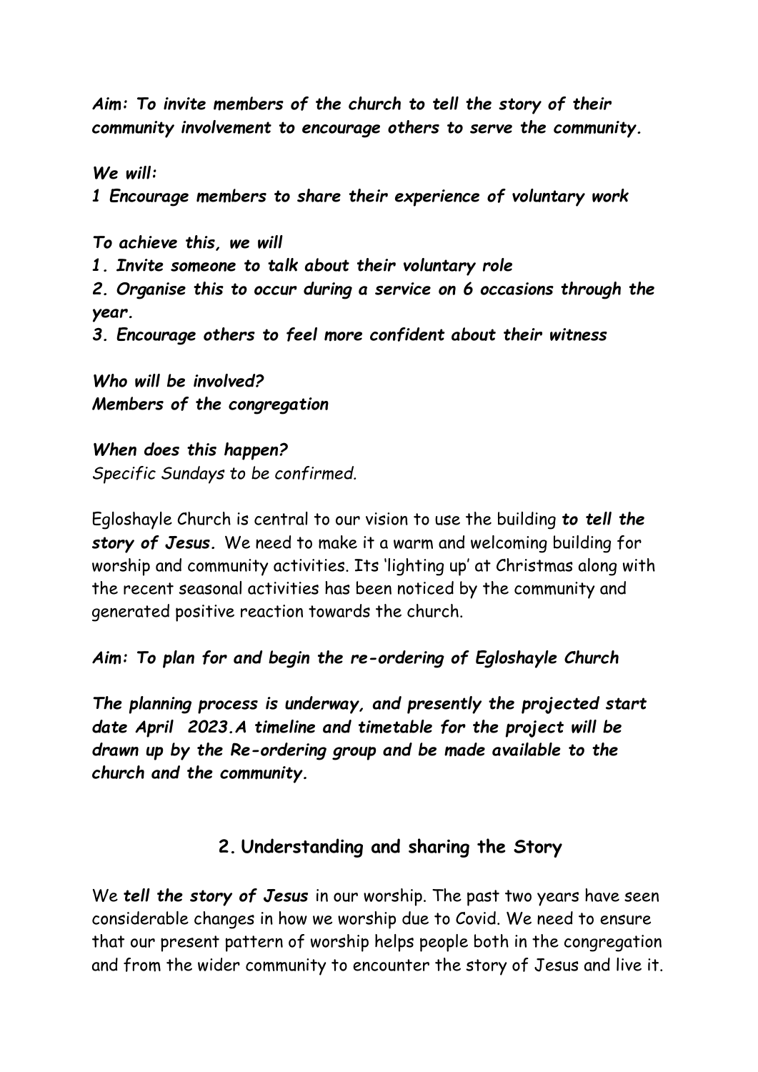***Aim: To invite members of the church to tell the story of their community involvement to encourage others to serve the community.***

***We will:***
***1 Encourage members to share their experience of voluntary work***

***To achieve this, we will***
***1. Invite someone to talk about their voluntary role***
***2. Organise this to occur during a service on 6 occasions through the year.***
***3. Encourage others to feel more confident about their witness***

***Who will be involved?***
***Members of the congregation***

***When does this happen?***
*Specific Sundays to be confirmed.*

Egloshayle Church is central to our vision to use the building ***to tell the story of Jesus.*** We need to make it a warm and welcoming building for worship and community activities. Its 'lighting up' at Christmas along with the recent seasonal activities has been noticed by the community and generated positive reaction towards the church.

***Aim: To plan for and begin the re-ordering of Egloshayle Church***

***The planning process is underway, and presently the projected start date April 2023.A timeline and timetable for the project will be drawn up by the Re-ordering group and be made available to the church and the community.***

## 2. Understanding and sharing the Story

We ***tell the story of Jesus*** in our worship. The past two years have seen considerable changes in how we worship due to Covid. We need to ensure that our present pattern of worship helps people both in the congregation and from the wider community to encounter the story of Jesus and live it.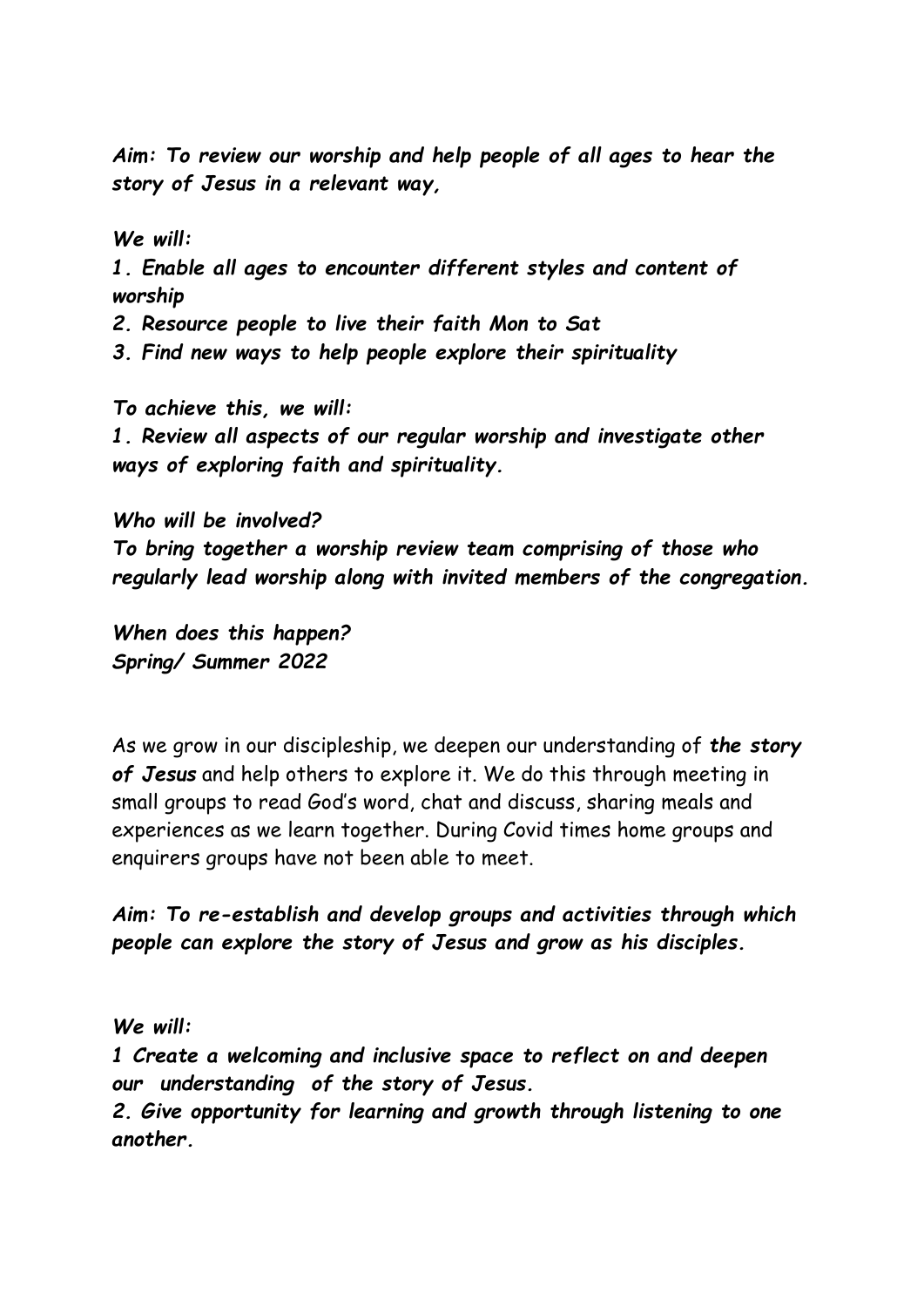***Aim: To review our worship and help people of all ages to hear the story of Jesus in a relevant way,***

***We will:***

***1. Enable all ages to encounter different styles and content of worship***
***2. Resource people to live their faith Mon to Sat***
***3. Find new ways to help people explore their spirituality***

***To achieve this, we will:***
***1. Review all aspects of our regular worship and investigate other ways of exploring faith and spirituality.***

***Who will be involved?***
***To bring together a worship review team comprising of those who regularly lead worship along with invited members of the congregation.***

***When does this happen?***
***Spring/ Summer 2022***

As we grow in our discipleship, we deepen our understanding of ***the story of Jesus*** and help others to explore it. We do this through meeting in small groups to read God's word, chat and discuss, sharing meals and experiences as we learn together. During Covid times home groups and enquirers groups have not been able to meet.

***Aim: To re-establish and develop groups and activities through which people can explore the story of Jesus and grow as his disciples.***

***We will:***

***1 Create a welcoming and inclusive space to reflect on and deepen our understanding of the story of Jesus.***
***2. Give opportunity for learning and growth through listening to one another.***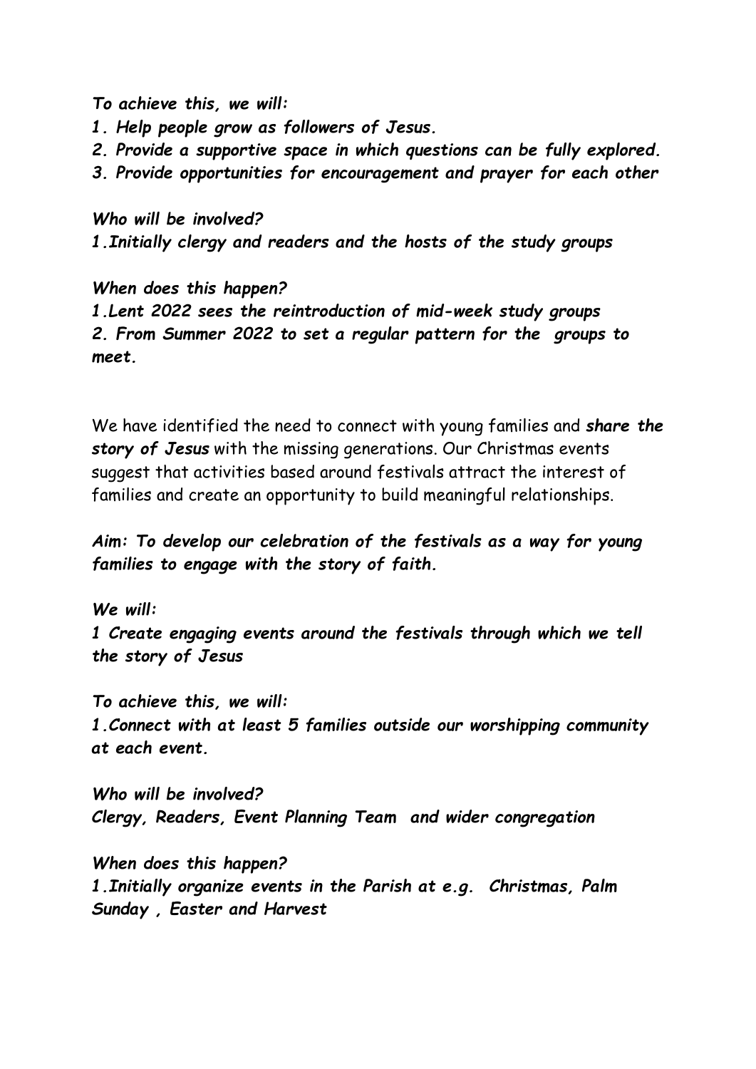*To achieve this, we will:*

***1. Help people grow as followers of Jesus.***

***2. Provide a supportive space in which questions can be fully explored.***

***3. Provide opportunities for encouragement and prayer for each other***

*Who will be involved?*

***1.Initially clergy and readers and the hosts of the study groups***

*When does this happen?*

***1.Lent 2022 sees the reintroduction of mid-week study groups***

***2. From Summer 2022 to set a regular pattern for the groups to meet.***

We have identified the need to connect with young families and ***share the story of Jesus*** with the missing generations. Our Christmas events suggest that activities based around festivals attract the interest of families and create an opportunity to build meaningful relationships.

***Aim: To develop our celebration of the festivals as a way for young families to engage with the story of faith.***

*We will:*

***1 Create engaging events around the festivals through which we tell the story of Jesus***

*To achieve this, we will:*

***1.Connect with at least 5 families outside our worshipping community at each event.***

*Who will be involved?*

***Clergy, Readers, Event Planning Team and wider congregation***

*When does this happen?*

***1.Initially organize events in the Parish at e.g. Christmas, Palm Sunday , Easter and Harvest***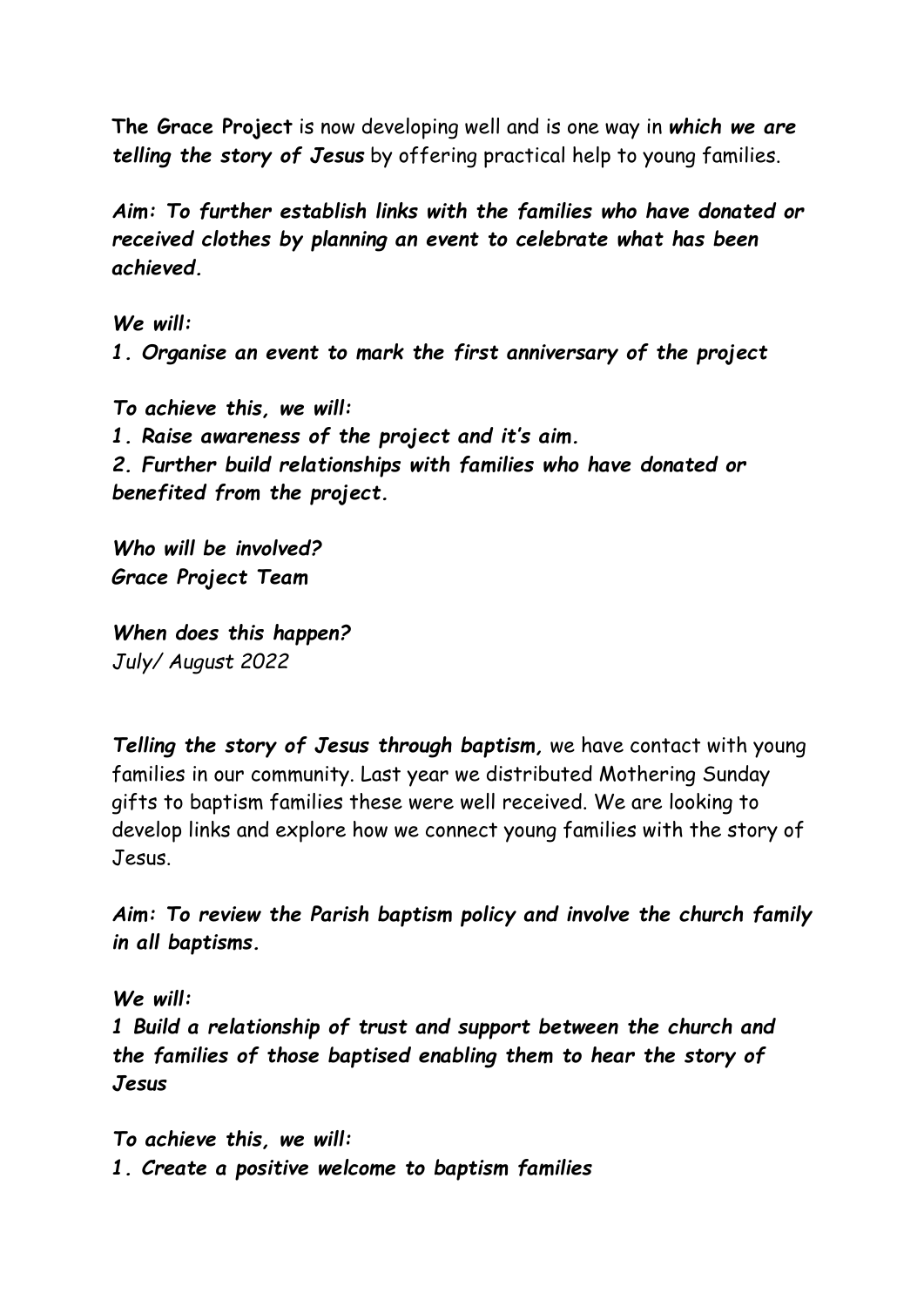**The Grace Project** is now developing well and is one way in ***which we are telling the story of Jesus*** by offering practical help to young families.

***Aim: To further establish links with the families who have donated or received clothes by planning an event to celebrate what has been achieved.***

***We will:***
***1. Organise an event to mark the first anniversary of the project***

***To achieve this, we will:***
***1. Raise awareness of the project and it's aim.***
***2. Further build relationships with families who have donated or benefited from the project.***

***Who will be involved?***
***Grace Project Team***

***When does this happen?***
*July/ August 2022*

***Telling the story of Jesus through baptism,*** we have contact with young families in our community. Last year we distributed Mothering Sunday gifts to baptism families these were well received. We are looking to develop links and explore how we connect young families with the story of Jesus.

***Aim: To review the Parish baptism policy and involve the church family in all baptisms.***

***We will:***
***1 Build a relationship of trust and support between the church and the families of those baptised enabling them to hear the story of Jesus***

***To achieve this, we will:***
***1. Create a positive welcome to baptism families***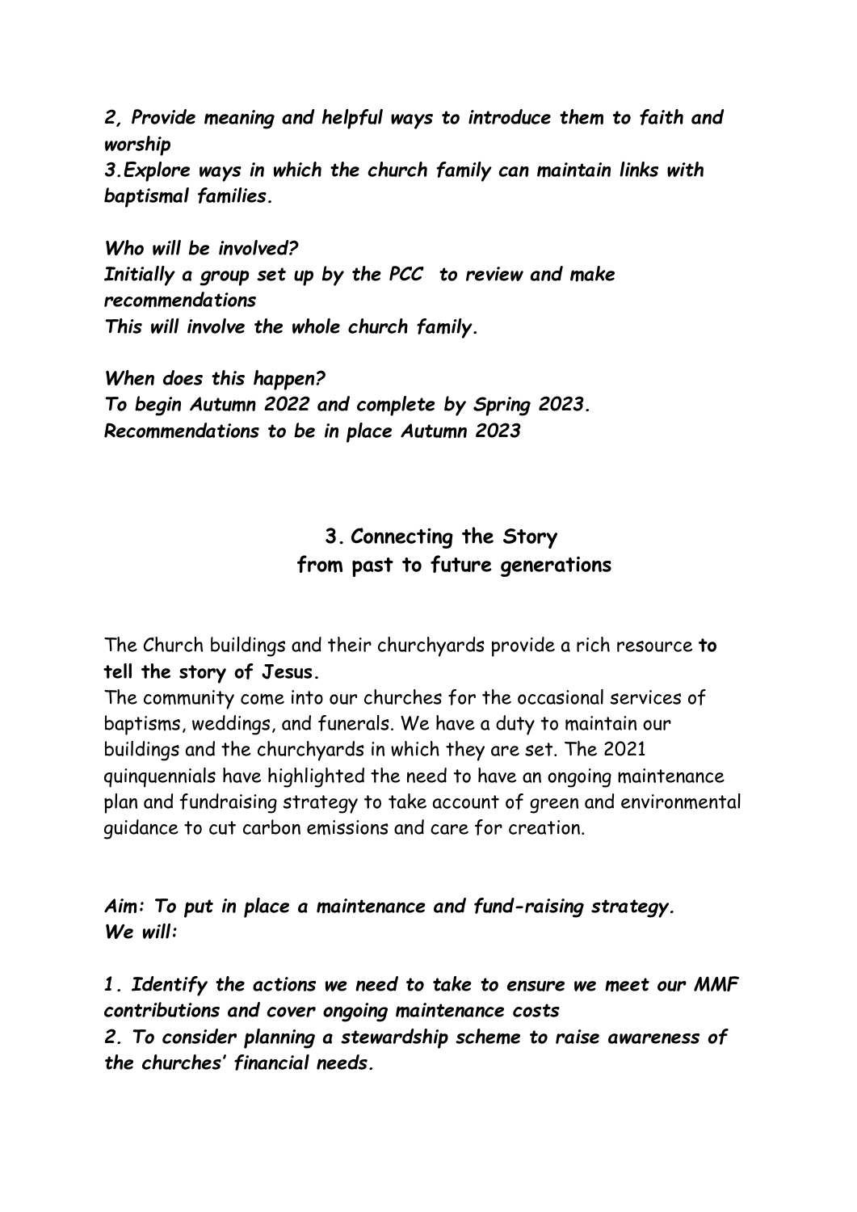*2, Provide meaning and helpful ways to introduce them to faith and worship*
*3.Explore ways in which the church family can maintain links with baptismal families.*

***Who will be involved?***
***Initially a group set up by the PCC to review and make recommendations***
***This will involve the whole church family.***

***When does this happen?***
***To begin Autumn 2022 and complete by Spring 2023.***
***Recommendations to be in place Autumn 2023***

## 3. Connecting the Story from past to future generations

The Church buildings and their churchyards provide a rich resource **to tell the story of Jesus.**
The community come into our churches for the occasional services of baptisms, weddings, and funerals. We have a duty to maintain our buildings and the churchyards in which they are set. The 2021 quinquennials have highlighted the need to have an ongoing maintenance plan and fundraising strategy to take account of green and environmental guidance to cut carbon emissions and care for creation.

***Aim: To put in place a maintenance and fund-raising strategy.***
***We will:***

***1. Identify the actions we need to take to ensure we meet our MMF contributions and cover ongoing maintenance costs***
***2. To consider planning a stewardship scheme to raise awareness of the churches' financial needs.***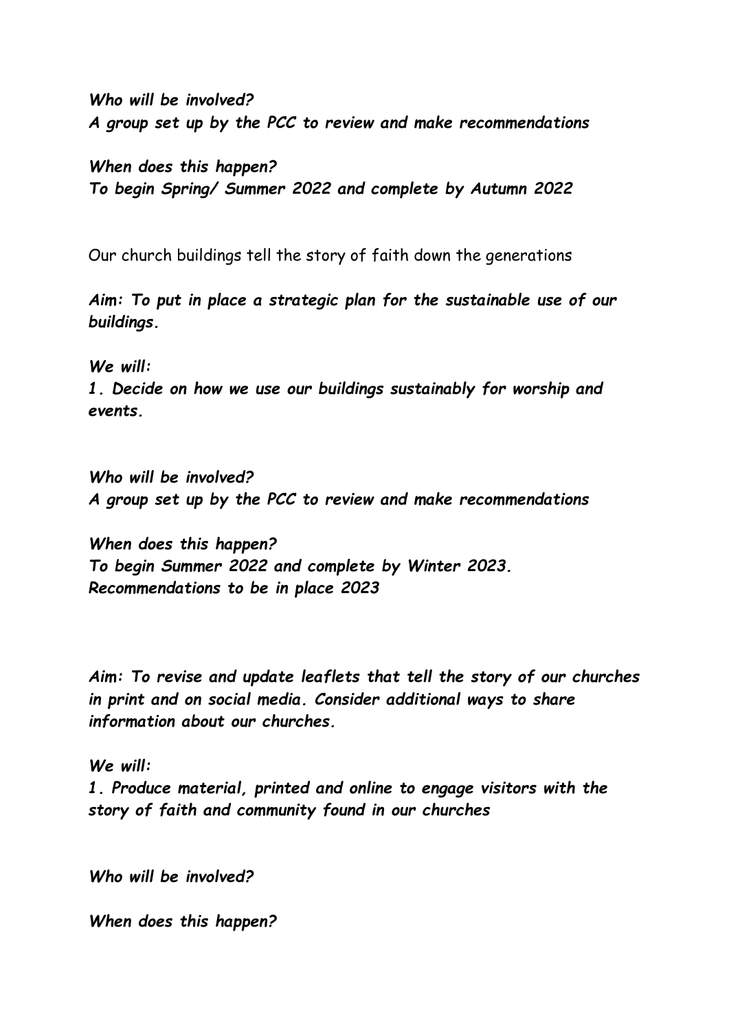***Who will be involved?***
***A group set up by the PCC to review and make recommendations***

***When does this happen?***
***To begin Spring/ Summer 2022 and complete by Autumn 2022***

Our church buildings tell the story of faith down the generations

***Aim: To put in place a strategic plan for the sustainable use of our buildings.***

***We will:***
***1. Decide on how we use our buildings sustainably for worship and events.***

***Who will be involved?***
***A group set up by the PCC to review and make recommendations***

***When does this happen?***
***To begin Summer 2022 and complete by Winter 2023.***
***Recommendations to be in place 2023***

***Aim: To revise and update leaflets that tell the story of our churches in print and on social media. Consider additional ways to share information about our churches.***

***We will:***
***1. Produce material, printed and online to engage visitors with the story of faith and community found in our churches***

***Who will be involved?***

***When does this happen?***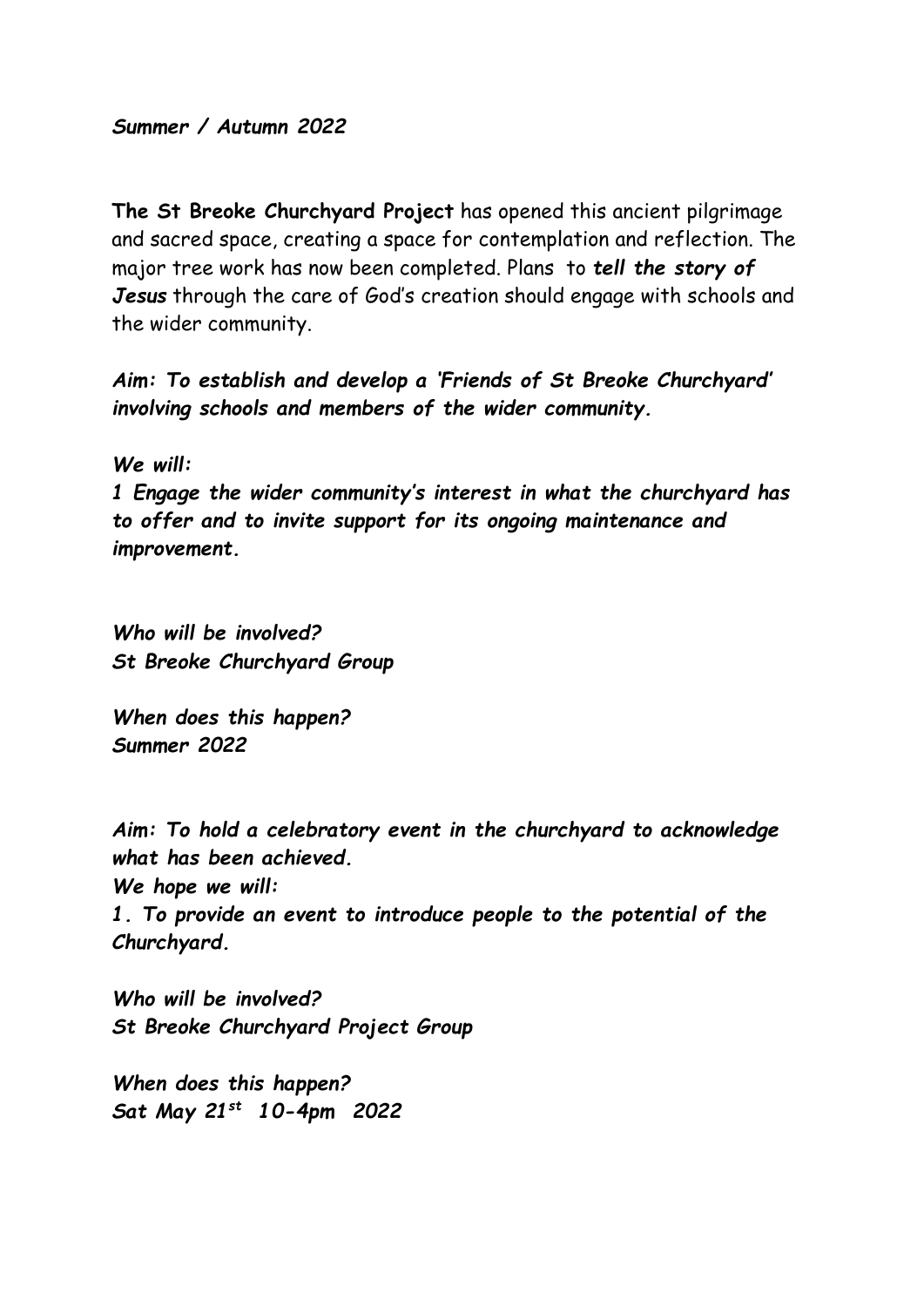*Summer / Autumn 2022*

**The St Breoke Churchyard Project** has opened this ancient pilgrimage and sacred space, creating a space for contemplation and reflection. The major tree work has now been completed. Plans to ***tell the story of Jesus*** through the care of God's creation should engage with schools and the wider community.

***Aim: To establish and develop a 'Friends of St Breoke Churchyard' involving schools and members of the wider community.***

***We will:***
***1 Engage the wider community's interest in what the churchyard has to offer and to invite support for its ongoing maintenance and improvement.***

***Who will be involved?***
***St Breoke Churchyard Group***

***When does this happen?***
***Summer 2022***

***Aim: To hold a celebratory event in the churchyard to acknowledge what has been achieved.***
***We hope we will:***
***1. To provide an event to introduce people to the potential of the Churchyard.***

***Who will be involved?***
***St Breoke Churchyard Project Group***

***When does this happen?***
***Sat May 21st 10-4pm 2022***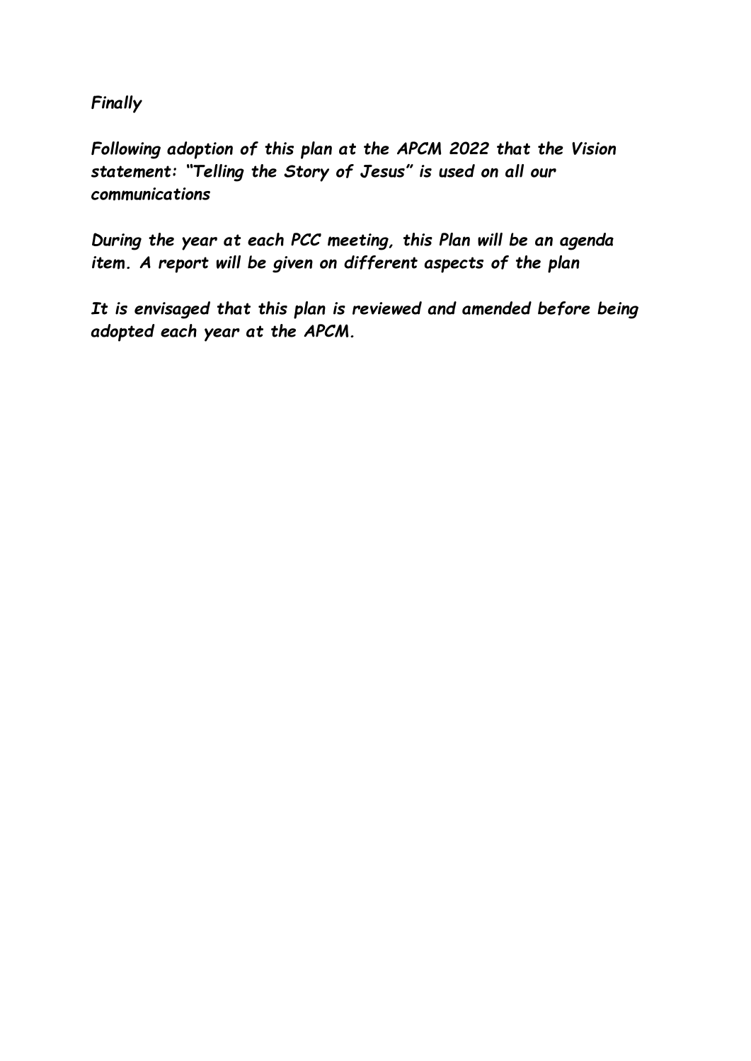*Finally*

***Following adoption of this plan at the APCM 2022 that the Vision statement: "Telling the Story of Jesus" is used on all our communications***

***During the year at each PCC meeting, this Plan will be an agenda item. A report will be given on different aspects of the plan***

***It is envisaged that this plan is reviewed and amended before being adopted each year at the APCM.***